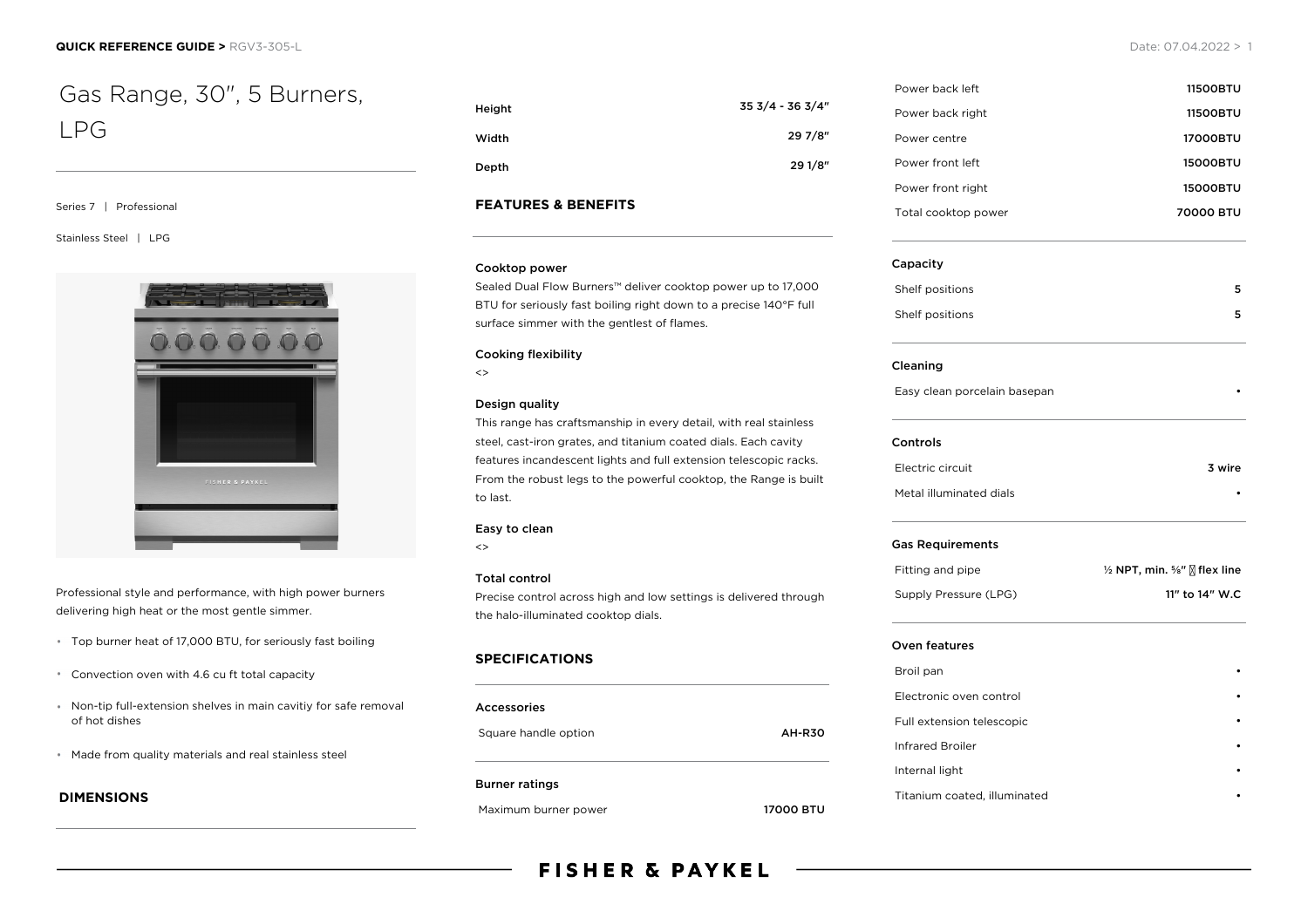# Gas Range, 30", 5 Burners, LPG

Series 7 | Professional

Stainless Steel | LPG

Professional style and performance, with high power burners delivering high heat or the most gentle simmer.

- Top burner heat of 17,000 BTU, for seriously fast boiling
- Convection oven with 4.6 cu ft total capacity
- Non-tip full-extension shelves in main cavitiy for safe removal of hot dishes
- Made from quality materials and real stainless steel

## DIMENSIONS

| | |
|---|---|
| Height | 35 3/4 - 36 3/4" |
| Width | 29 7/8" |
| Depth | 29 1/8" |

## FEATURES & BENEFITS

**Cooktop power**

Sealed Dual Flow Burners™ deliver cooktop power up to 17,000 BTU for seriously fast boiling right down to a precise 140°F full surface simmer with the gentlest of flames.

**Cooking flexibility**

<>

**Design quality**

This range has craftsmanship in every detail, with real stainless steel, cast-iron grates, and titanium coated dials. Each cavity features incandescent lights and full extension telescopic racks. From the robust legs to the powerful cooktop, the Range is built to last.

**Easy to clean**

<>

**Total control**

Precise control across high and low settings is delivered through the halo-illuminated cooktop dials.

## SPECIFICATIONS

**Accessories**

| | |
|---|---|
| Square handle option | AH-R30 |

**Burner ratings**

| | |
|---|---|
| Maximum burner power | 17000 BTU |
| Power back left | 11500BTU |
| Power back right | 11500BTU |
| Power centre | 17000BTU |
| Power front left | 15000BTU |
| Power front right | 15000BTU |
| Total cooktop power | 70000 BTU |

**Capacity**

| | |
|---|---|
| Shelf positions | 5 |
| Shelf positions | 5 |

**Cleaning**

| | |
|---|---|
| Easy clean porcelain basepan | • |

**Controls**

| | |
|---|---|
| Electric circuit | 3 wire |
| Metal illuminated dials | • |

**Gas Requirements**

| | |
|---|---|
| Fitting and pipe | ½ NPT, min. ⅝" flex line |
| Supply Pressure (LPG) | 11" to 14" W.C |

**Oven features**

| | |
|---|---|
| Broil pan | • |
| Electronic oven control | • |
| Full extension telescopic | • |
| Infrared Broiler | • |
| Internal light | • |
| Titanium coated, illuminated | • |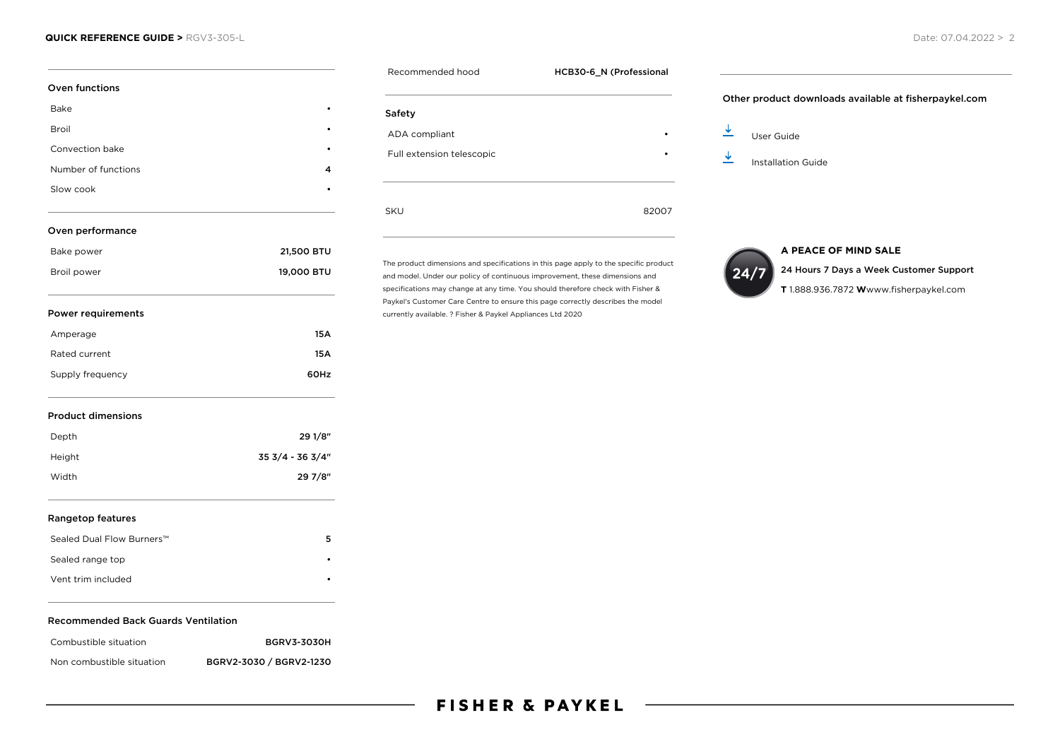## Oven functions

| | |
|---|---|
| Bake | • |
| Broil | • |
| Convection bake | • |
| Number of functions | 4 |
| Slow cook | • |

## Oven performance

| | |
|---|---|
| Bake power | 21,500 BTU |
| Broil power | 19,000 BTU |

## Power requirements

| | |
|---|---|
| Amperage | 15A |
| Rated current | 15A |
| Supply frequency | 60Hz |

## Product dimensions

| | |
|---|---|
| Depth | 29 1/8" |
| Height | 35 3/4 - 36 3/4" |
| Width | 29 7/8" |

## Rangetop features

| | |
|---|---|
| Sealed Dual Flow Burners™ | 5 |
| Sealed range top | • |
| Vent trim included | • |

## Recommended Back Guards Ventilation

| | |
|---|---|
| Combustible situation | BGRV3-3030H |
| Non combustible situation | BGRV2-3030 / BGRV2-1230 |

| | |
|---|---|
| Recommended hood | HCB30-6_N (Professional |

## Safety

| | |
|---|---|
| ADA compliant | • |
| Full extension telescopic | • |

| | |
|---|---|
| SKU | 82007 |

The product dimensions and specifications in this page apply to the specific product and model. Under our policy of continuous improvement, these dimensions and specifications may change at any time. You should therefore check with Fisher & Paykel's Customer Care Centre to ensure this page correctly describes the model currently available. ? Fisher & Paykel Appliances Ltd 2020

**Other product downloads available at fisherpaykel.com**

- User Guide
- Installation Guide

24/7

**A PEACE OF MIND SALE**

**24 Hours 7 Days a Week Customer Support**

**T** 1.888.936.7872 **W**www.fisherpaykel.com

FISHER & PAYKEL